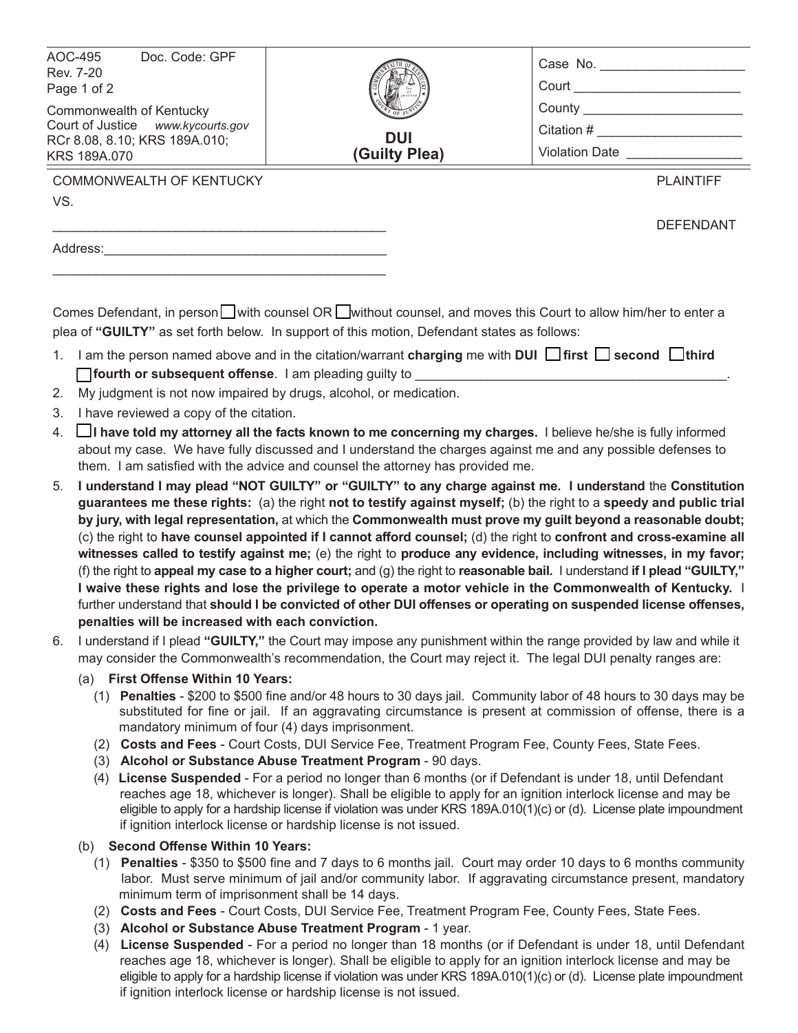AOC-495 Doc. Code: GPF
Rev. 7-20

Commonwealth of Kentucky
Court of Justice *www.kycourts.gov*
RCr 8.08, 8.10; KRS 189A.010;
KRS 189A.070

# DUI (Guilty Plea)

Case No. ____________________
Court ________________________
County _______________________
Citation # ____________________
Violation Date ________________

COMMONWEALTH OF KENTUCKY PLAINTIFF

VS.

______________________________________________ DEFENDANT

Address:_______________________________________

______________________________________________

Comes Defendant, in person ☐ with counsel OR ☐ without counsel, and moves this Court to allow him/her to enter a plea of **"GUILTY"** as set forth below. In support of this motion, Defendant states as follows:

1. I am the person named above and in the citation/warrant **charging** me with **DUI** ☐ **first** ☐ **second** ☐ **third** ☐ **fourth or subsequent offense**. I am pleading guilty to ____________________________________________.
2. My judgment is not now impaired by drugs, alcohol, or medication.
3. I have reviewed a copy of the citation.
4. ☐ **I have told my attorney all the facts known to me concerning my charges.** I believe he/she is fully informed about my case. We have fully discussed and I understand the charges against me and any possible defenses to them. I am satisfied with the advice and counsel the attorney has provided me.
5. **I understand I may plead "NOT GUILTY" or "GUILTY" to any charge against me. I understand** the **Constitution guarantees me these rights:** (a) the right **not to testify against myself;** (b) the right to a **speedy and public trial by jury, with legal representation,** at which the **Commonwealth must prove my guilt beyond a reasonable doubt;** (c) the right to **have counsel appointed if I cannot afford counsel;** (d) the right to **confront and cross-examine all witnesses called to testify against me;** (e) the right to **produce any evidence, including witnesses, in my favor;** (f) the right to **appeal my case to a higher court;** and (g) the right to **reasonable bail.** I understand **if I plead "GUILTY," I waive these rights and lose the privilege to operate a motor vehicle in the Commonwealth of Kentucky.** I further understand that **should I be convicted of other DUI offenses or operating on suspended license offenses, penalties will be increased with each conviction.**
6. I understand if I plead **"GUILTY,"** the Court may impose any punishment within the range provided by law and while it may consider the Commonwealth's recommendation, the Court may reject it. The legal DUI penalty ranges are:
   - (a) **First Offense Within 10 Years:**
     - (1) **Penalties** - $200 to $500 fine and/or 48 hours to 30 days jail. Community labor of 48 hours to 30 days may be substituted for fine or jail. If an aggravating circumstance is present at commission of offense, there is a mandatory minimum of four (4) days imprisonment.
     - (2) **Costs and Fees** - Court Costs, DUI Service Fee, Treatment Program Fee, County Fees, State Fees.
     - (3) **Alcohol or Substance Abuse Treatment Program** - 90 days.
     - (4) **License Suspended** - For a period no longer than 6 months (or if Defendant is under 18, until Defendant reaches age 18, whichever is longer). Shall be eligible to apply for an ignition interlock license and may be eligible to apply for a hardship license if violation was under KRS 189A.010(1)(c) or (d). License plate impoundment if ignition interlock license or hardship license is not issued.
   - (b) **Second Offense Within 10 Years:**
     - (1) **Penalties** - $350 to $500 fine and 7 days to 6 months jail. Court may order 10 days to 6 months community labor. Must serve minimum of jail and/or community labor. If aggravating circumstance present, mandatory minimum term of imprisonment shall be 14 days.
     - (2) **Costs and Fees** - Court Costs, DUI Service Fee, Treatment Program Fee, County Fees, State Fees.
     - (3) **Alcohol or Substance Abuse Treatment Program** - 1 year.
     - (4) **License Suspended** - For a period no longer than 18 months (or if Defendant is under 18, until Defendant reaches age 18, whichever is longer). Shall be eligible to apply for an ignition interlock license and may be eligible to apply for a hardship license if violation was under KRS 189A.010(1)(c) or (d). License plate impoundment if ignition interlock license or hardship license is not issued.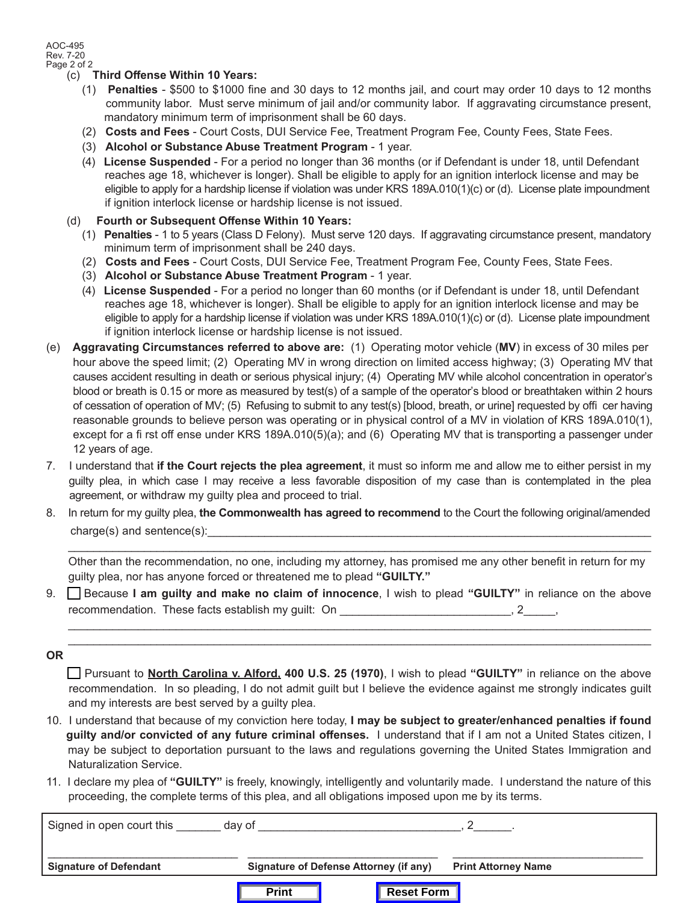(c) **Third Offense Within 10 Years:**

(1) **Penalties** - $500 to $1000 fine and 30 days to 12 months jail, and court may order 10 days to 12 months community labor. Must serve minimum of jail and/or community labor. If aggravating circumstance present, mandatory minimum term of imprisonment shall be 60 days.

(2) **Costs and Fees** - Court Costs, DUI Service Fee, Treatment Program Fee, County Fees, State Fees.

(3) **Alcohol or Substance Abuse Treatment Program** - 1 year.

(4) **License Suspended** - For a period no longer than 36 months (or if Defendant is under 18, until Defendant reaches age 18, whichever is longer). Shall be eligible to apply for an ignition interlock license and may be eligible to apply for a hardship license if violation was under KRS 189A.010(1)(c) or (d). License plate impoundment if ignition interlock license or hardship license is not issued.

(d) **Fourth or Subsequent Offense Within 10 Years:**

(1) **Penalties** - 1 to 5 years (Class D Felony). Must serve 120 days. If aggravating circumstance present, mandatory minimum term of imprisonment shall be 240 days.

(2) **Costs and Fees** - Court Costs, DUI Service Fee, Treatment Program Fee, County Fees, State Fees.

(3) **Alcohol or Substance Abuse Treatment Program** - 1 year.

(4) **License Suspended** - For a period no longer than 60 months (or if Defendant is under 18, until Defendant reaches age 18, whichever is longer). Shall be eligible to apply for an ignition interlock license and may be eligible to apply for a hardship license if violation was under KRS 189A.010(1)(c) or (d). License plate impoundment if ignition interlock license or hardship license is not issued.

(e) **Aggravating Circumstances referred to above are:** (1) Operating motor vehicle (**MV**) in excess of 30 miles per hour above the speed limit; (2) Operating MV in wrong direction on limited access highway; (3) Operating MV that causes accident resulting in death or serious physical injury; (4) Operating MV while alcohol concentration in operator's blood or breath is 0.15 or more as measured by test(s) of a sample of the operator's blood or breathtaken within 2 hours of cessation of operation of MV; (5) Refusing to submit to any test(s) [blood, breath, or urine] requested by officer having reasonable grounds to believe person was operating or in physical control of a MV in violation of KRS 189A.010(1), except for a first offense under KRS 189A.010(5)(a); and (6) Operating MV that is transporting a passenger under 12 years of age.

7. I understand that **if the Court rejects the plea agreement**, it must so inform me and allow me to either persist in my guilty plea, in which case I may receive a less favorable disposition of my case than is contemplated in the plea agreement, or withdraw my guilty plea and proceed to trial.

8. In return for my guilty plea, **the Commonwealth has agreed to recommend** to the Court the following original/amended charge(s) and sentence(s):____________________________________________________________

_______________________________________________________________________________

Other than the recommendation, no one, including my attorney, has promised me any other benefit in return for my guilty plea, nor has anyone forced or threatened me to plead **"GUILTY."**

9. ☐ Because **I am guilty and make no claim of innocence**, I wish to plead **"GUILTY"** in reliance on the above recommendation. These facts establish my guilt: On ___________________________, 2_____,

_______________________________________________________________________________

_______________________________________________________________________________

**OR**

☐ Pursuant to **North Carolina v. Alford, 400 U.S. 25 (1970)**, I wish to plead **"GUILTY"** in reliance on the above recommendation. In so pleading, I do not admit guilt but I believe the evidence against me strongly indicates guilt and my interests are best served by a guilty plea.

10. I understand that because of my conviction here today, **I may be subject to greater/enhanced penalties if found guilty and/or convicted of any future criminal offenses.** I understand that if I am not a United States citizen, I may be subject to deportation pursuant to the laws and regulations governing the United States Immigration and Naturalization Service.

11. I declare my plea of **"GUILTY"** is freely, knowingly, intelligently and voluntarily made. I understand the nature of this proceeding, the complete terms of this plea, and all obligations imposed upon me by its terms.

Signed in open court this _______ day of ________________________________, 2______.

| _______________________________ | _______________________________ | _______________________________ |
|---|---|---|
| **Signature of Defendant** | **Signature of Defense Attorney (if any)** | **Print Attorney Name** |

Print    Reset Form